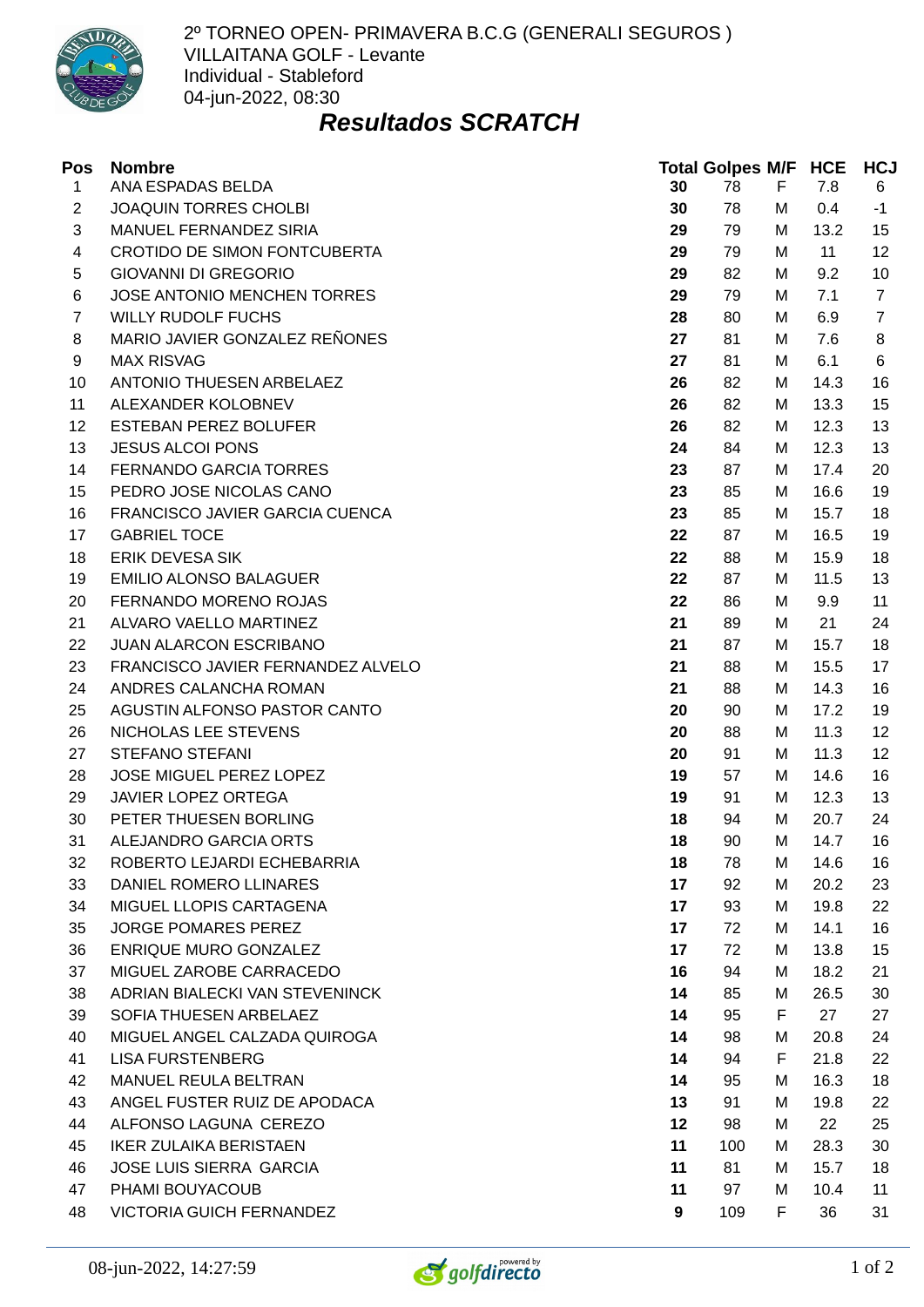2º TORNEO OPEN- PRIMAVERA B.C.G (GENERALI SEGUROS )
VILLAITANA GOLF - Levante
Individual - Stableford
04-jun-2022, 08:30

## *Resultados SCRATCH*

| Pos | Nombre | Total | Golpes | M/F | HCE | HCJ |
|---|---|---|---|---|---|---|
| 1 | ANA ESPADAS BELDA | **30** | 78 | F | 7.8 | 6 |
| 2 | JOAQUIN TORRES CHOLBI | **30** | 78 | M | 0.4 | -1 |
| 3 | MANUEL FERNANDEZ SIRIA | **29** | 79 | M | 13.2 | 15 |
| 4 | CROTIDO DE SIMON FONTCUBERTA | **29** | 79 | M | 11 | 12 |
| 5 | GIOVANNI DI GREGORIO | **29** | 82 | M | 9.2 | 10 |
| 6 | JOSE ANTONIO MENCHEN TORRES | **29** | 79 | M | 7.1 | 7 |
| 7 | WILLY RUDOLF FUCHS | **28** | 80 | M | 6.9 | 7 |
| 8 | MARIO JAVIER GONZALEZ REÑONES | **27** | 81 | M | 7.6 | 8 |
| 9 | MAX RISVAG | **27** | 81 | M | 6.1 | 6 |
| 10 | ANTONIO THUESEN ARBELAEZ | **26** | 82 | M | 14.3 | 16 |
| 11 | ALEXANDER KOLOBNEV | **26** | 82 | M | 13.3 | 15 |
| 12 | ESTEBAN PEREZ BOLUFER | **26** | 82 | M | 12.3 | 13 |
| 13 | JESUS ALCOI PONS | **24** | 84 | M | 12.3 | 13 |
| 14 | FERNANDO GARCIA TORRES | **23** | 87 | M | 17.4 | 20 |
| 15 | PEDRO JOSE NICOLAS CANO | **23** | 85 | M | 16.6 | 19 |
| 16 | FRANCISCO JAVIER GARCIA CUENCA | **23** | 85 | M | 15.7 | 18 |
| 17 | GABRIEL TOCE | **22** | 87 | M | 16.5 | 19 |
| 18 | ERIK DEVESA SIK | **22** | 88 | M | 15.9 | 18 |
| 19 | EMILIO ALONSO BALAGUER | **22** | 87 | M | 11.5 | 13 |
| 20 | FERNANDO MORENO ROJAS | **22** | 86 | M | 9.9 | 11 |
| 21 | ALVARO VAELLO MARTINEZ | **21** | 89 | M | 21 | 24 |
| 22 | JUAN ALARCON ESCRIBANO | **21** | 87 | M | 15.7 | 18 |
| 23 | FRANCISCO JAVIER FERNANDEZ ALVELO | **21** | 88 | M | 15.5 | 17 |
| 24 | ANDRES CALANCHA ROMAN | **21** | 88 | M | 14.3 | 16 |
| 25 | AGUSTIN ALFONSO PASTOR CANTO | **20** | 90 | M | 17.2 | 19 |
| 26 | NICHOLAS LEE STEVENS | **20** | 88 | M | 11.3 | 12 |
| 27 | STEFANO STEFANI | **20** | 91 | M | 11.3 | 12 |
| 28 | JOSE MIGUEL PEREZ LOPEZ | **19** | 57 | M | 14.6 | 16 |
| 29 | JAVIER LOPEZ ORTEGA | **19** | 91 | M | 12.3 | 13 |
| 30 | PETER THUESEN BORLING | **18** | 94 | M | 20.7 | 24 |
| 31 | ALEJANDRO GARCIA ORTS | **18** | 90 | M | 14.7 | 16 |
| 32 | ROBERTO LEJARDI ECHEBARRIA | **18** | 78 | M | 14.6 | 16 |
| 33 | DANIEL ROMERO LLINARES | **17** | 92 | M | 20.2 | 23 |
| 34 | MIGUEL LLOPIS CARTAGENA | **17** | 93 | M | 19.8 | 22 |
| 35 | JORGE POMARES PEREZ | **17** | 72 | M | 14.1 | 16 |
| 36 | ENRIQUE MURO GONZALEZ | **17** | 72 | M | 13.8 | 15 |
| 37 | MIGUEL ZAROBE CARRACEDO | **16** | 94 | M | 18.2 | 21 |
| 38 | ADRIAN BIALECKI VAN STEVENINCK | **14** | 85 | M | 26.5 | 30 |
| 39 | SOFIA THUESEN ARBELAEZ | **14** | 95 | F | 27 | 27 |
| 40 | MIGUEL ANGEL CALZADA QUIROGA | **14** | 98 | M | 20.8 | 24 |
| 41 | LISA FURSTENBERG | **14** | 94 | F | 21.8 | 22 |
| 42 | MANUEL REULA BELTRAN | **14** | 95 | M | 16.3 | 18 |
| 43 | ANGEL FUSTER RUIZ DE APODACA | **13** | 91 | M | 19.8 | 22 |
| 44 | ALFONSO LAGUNA CEREZO | **12** | 98 | M | 22 | 25 |
| 45 | IKER ZULAIKA BERISTAEN | **11** | 100 | M | 28.3 | 30 |
| 46 | JOSE LUIS SIERRA GARCIA | **11** | 81 | M | 15.7 | 18 |
| 47 | PHAMI BOUYACOUB | **11** | 97 | M | 10.4 | 11 |
| 48 | VICTORIA GUICH FERNANDEZ | **9** | 109 | F | 36 | 31 |

08-jun-2022, 14:27:59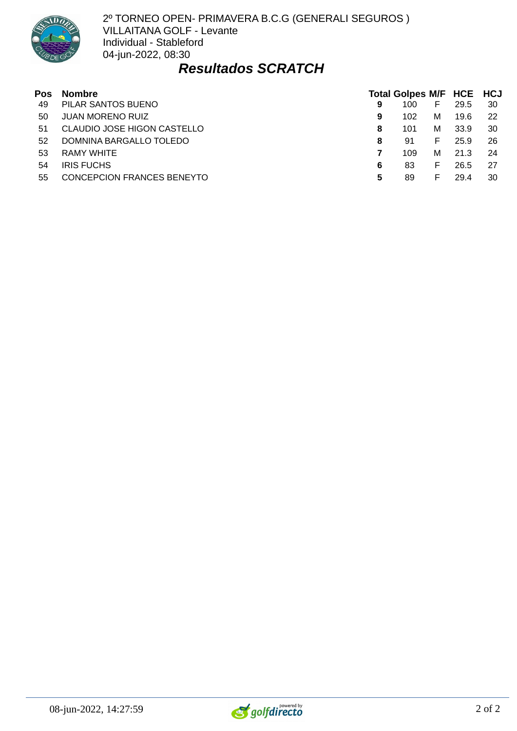2º TORNEO OPEN- PRIMAVERA B.C.G (GENERALI SEGUROS )
VILLAITANA GOLF - Levante
Individual - Stableford
04-jun-2022, 08:30

## *Resultados SCRATCH*

| Pos | Nombre | Total | Golpes | M/F | HCE | HCJ |
|---|---|---|---|---|---|---|
| 49 | PILAR SANTOS BUENO | **9** | 100 | F | 29.5 | 30 |
| 50 | JUAN MORENO RUIZ | **9** | 102 | M | 19.6 | 22 |
| 51 | CLAUDIO JOSE HIGON CASTELLO | **8** | 101 | M | 33.9 | 30 |
| 52 | DOMNINA BARGALLO TOLEDO | **8** | 91 | F | 25.9 | 26 |
| 53 | RAMY WHITE | **7** | 109 | M | 21.3 | 24 |
| 54 | IRIS FUCHS | **6** | 83 | F | 26.5 | 27 |
| 55 | CONCEPCION FRANCES BENEYTO | **5** | 89 | F | 29.4 | 30 |

08-jun-2022, 14:27:59